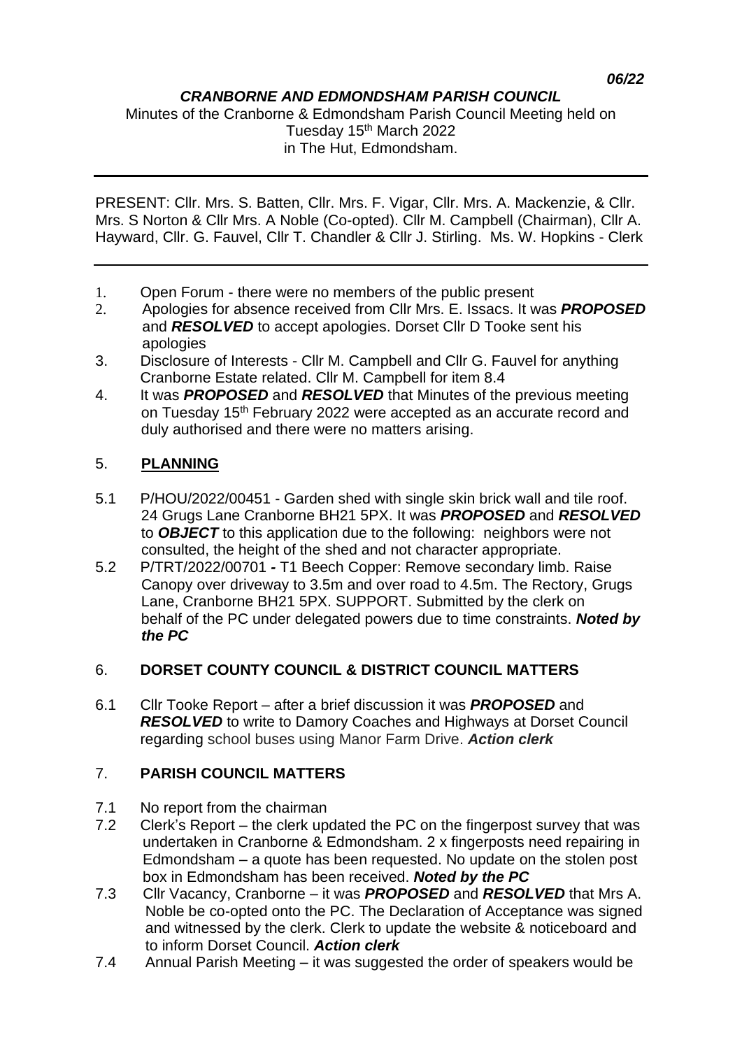*06/22*

***CRANBORNE AND EDMONDSHAM PARISH COUNCIL***

Minutes of the Cranborne & Edmondsham Parish Council Meeting held on Tuesday 15th March 2022 in The Hut, Edmondsham.

---

PRESENT: Cllr. Mrs. S. Batten, Cllr. Mrs. F. Vigar, Cllr. Mrs. A. Mackenzie, & Cllr. Mrs. S Norton & Cllr Mrs. A Noble (Co-opted). Cllr M. Campbell (Chairman), Cllr A. Hayward, Cllr. G. Fauvel, Cllr T. Chandler & Cllr J. Stirling. Ms. W. Hopkins - Clerk

---

1. Open Forum - there were no members of the public present
2. Apologies for absence received from Cllr Mrs. E. Issacs. It was ***PROPOSED*** and ***RESOLVED*** to accept apologies. Dorset Cllr D Tooke sent his apologies
3. Disclosure of Interests - Cllr M. Campbell and Cllr G. Fauvel for anything Cranborne Estate related. Cllr M. Campbell for item 8.4
4. It was ***PROPOSED*** and ***RESOLVED*** that Minutes of the previous meeting on Tuesday 15th February 2022 were accepted as an accurate record and duly authorised and there were no matters arising.

5. **PLANNING**

5.1 P/HOU/2022/00451 - Garden shed with single skin brick wall and tile roof. 24 Grugs Lane Cranborne BH21 5PX. It was ***PROPOSED*** and ***RESOLVED*** to ***OBJECT*** to this application due to the following: neighbors were not consulted, the height of the shed and not character appropriate.

5.2 P/TRT/2022/00701 **-** T1 Beech Copper: Remove secondary limb. Raise Canopy over driveway to 3.5m and over road to 4.5m. The Rectory, Grugs Lane, Cranborne BH21 5PX. SUPPORT. Submitted by the clerk on behalf of the PC under delegated powers due to time constraints. ***Noted by the PC***

6. **DORSET COUNTY COUNCIL & DISTRICT COUNCIL MATTERS**

6.1 Cllr Tooke Report – after a brief discussion it was ***PROPOSED*** and ***RESOLVED*** to write to Damory Coaches and Highways at Dorset Council regarding school buses using Manor Farm Drive. ***Action clerk***

7. **PARISH COUNCIL MATTERS**

7.1 No report from the chairman

7.2 Clerk's Report – the clerk updated the PC on the fingerpost survey that was undertaken in Cranborne & Edmondsham. 2 x fingerposts need repairing in Edmondsham – a quote has been requested. No update on the stolen post box in Edmondsham has been received. ***Noted by the PC***

7.3 Cllr Vacancy, Cranborne – it was ***PROPOSED*** and ***RESOLVED*** that Mrs A. Noble be co-opted onto the PC. The Declaration of Acceptance was signed and witnessed by the clerk. Clerk to update the website & noticeboard and to inform Dorset Council. ***Action clerk***

7.4 Annual Parish Meeting – it was suggested the order of speakers would be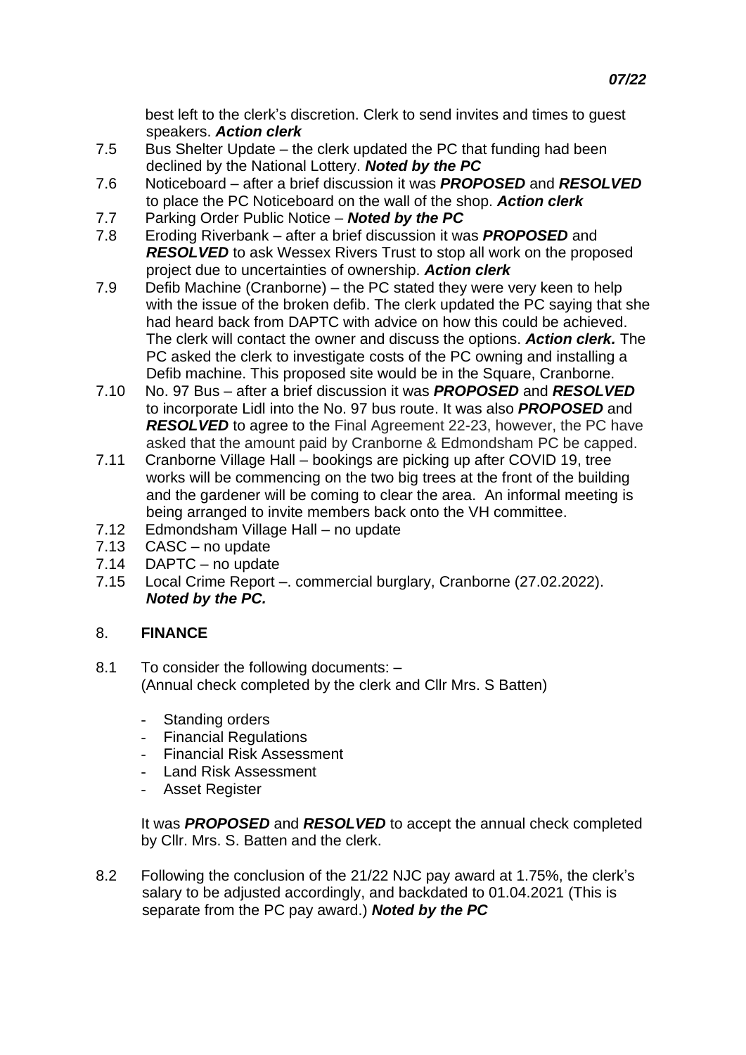best left to the clerk's discretion. Clerk to send invites and times to guest speakers. ***Action clerk***

7.5 Bus Shelter Update – the clerk updated the PC that funding had been declined by the National Lottery. ***Noted by the PC***

7.6 Noticeboard – after a brief discussion it was ***PROPOSED*** and ***RESOLVED*** to place the PC Noticeboard on the wall of the shop. ***Action clerk***

7.7 Parking Order Public Notice – ***Noted by the PC***

7.8 Eroding Riverbank – after a brief discussion it was ***PROPOSED*** and ***RESOLVED*** to ask Wessex Rivers Trust to stop all work on the proposed project due to uncertainties of ownership. ***Action clerk***

7.9 Defib Machine (Cranborne) – the PC stated they were very keen to help with the issue of the broken defib. The clerk updated the PC saying that she had heard back from DAPTC with advice on how this could be achieved. The clerk will contact the owner and discuss the options. ***Action clerk.*** The PC asked the clerk to investigate costs of the PC owning and installing a Defib machine. This proposed site would be in the Square, Cranborne.

7.10 No. 97 Bus – after a brief discussion it was ***PROPOSED*** and ***RESOLVED*** to incorporate Lidl into the No. 97 bus route. It was also ***PROPOSED*** and ***RESOLVED*** to agree to the Final Agreement 22-23, however, the PC have asked that the amount paid by Cranborne & Edmondsham PC be capped.

7.11 Cranborne Village Hall – bookings are picking up after COVID 19, tree works will be commencing on the two big trees at the front of the building and the gardener will be coming to clear the area. An informal meeting is being arranged to invite members back onto the VH committee.

7.12 Edmondsham Village Hall – no update

7.13 CASC – no update

7.14 DAPTC – no update

7.15 Local Crime Report –. commercial burglary, Cranborne (27.02.2022). ***Noted by the PC.***

## 8. FINANCE

8.1 To consider the following documents: –
(Annual check completed by the clerk and Cllr Mrs. S Batten)

- Standing orders
- Financial Regulations
- Financial Risk Assessment
- Land Risk Assessment
- Asset Register

It was ***PROPOSED*** and ***RESOLVED*** to accept the annual check completed by Cllr. Mrs. S. Batten and the clerk.

8.2 Following the conclusion of the 21/22 NJC pay award at 1.75%, the clerk's salary to be adjusted accordingly, and backdated to 01.04.2021 (This is separate from the PC pay award.) ***Noted by the PC***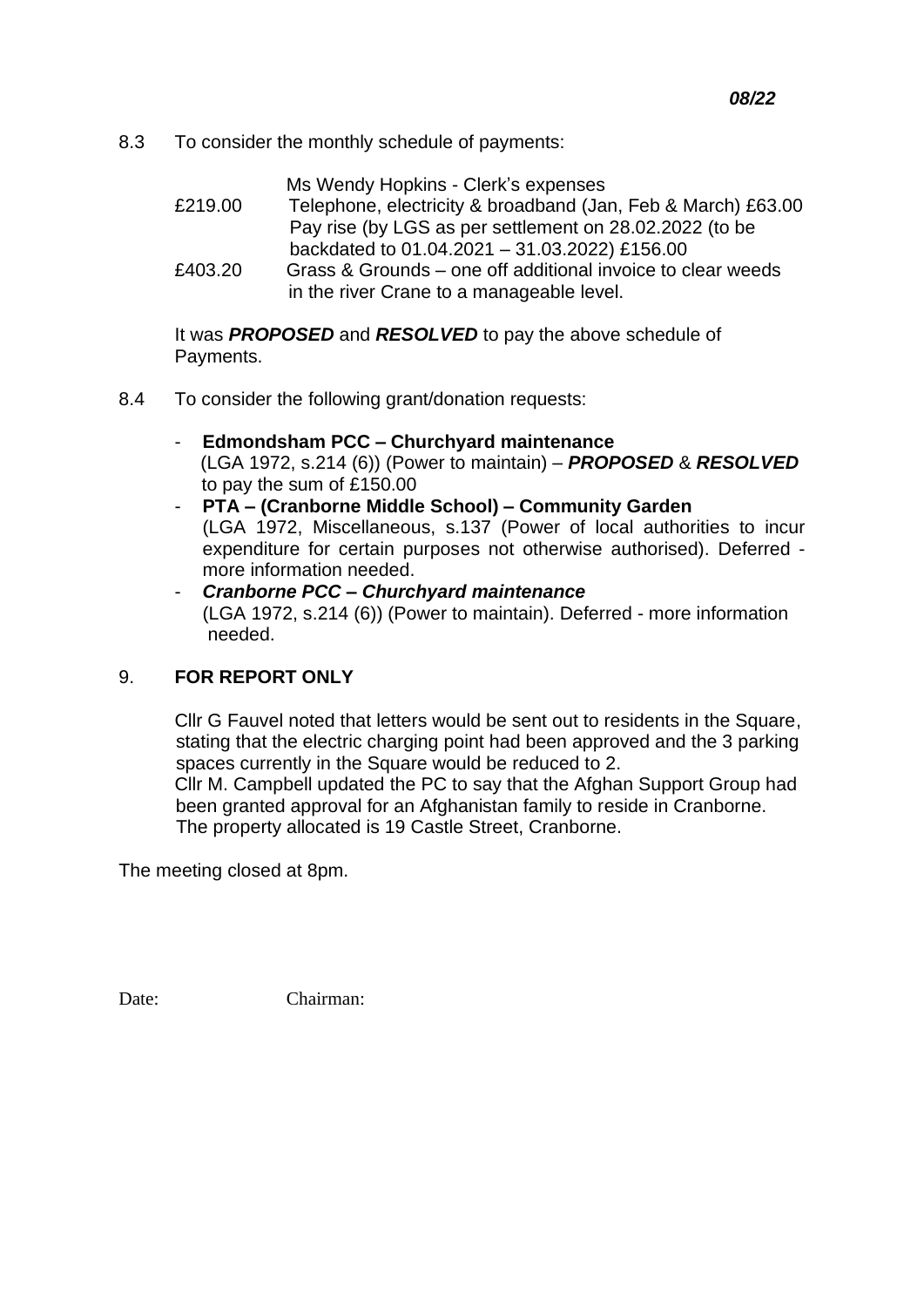8.3 To consider the monthly schedule of payments:

Ms Wendy Hopkins - Clerk's expenses

| | |
|---|---|
| £219.00 | Telephone, electricity & broadband (Jan, Feb & March) £63.00<br>Pay rise (by LGS as per settlement on 28.02.2022 (to be backdated to 01.04.2021 – 31.03.2022) £156.00 |
| £403.20 | Grass & Grounds – one off additional invoice to clear weeds in the river Crane to a manageable level. |

It was ***PROPOSED*** and ***RESOLVED*** to pay the above schedule of Payments.

8.4 To consider the following grant/donation requests:

- **Edmondsham PCC – Churchyard maintenance**
  (LGA 1972, s.214 (6)) (Power to maintain) – ***PROPOSED*** & ***RESOLVED*** to pay the sum of £150.00
- **PTA – (Cranborne Middle School) – Community Garden**
  (LGA 1972, Miscellaneous, s.137 (Power of local authorities to incur expenditure for certain purposes not otherwise authorised). Deferred - more information needed.
- ***Cranborne PCC – Churchyard maintenance***
  (LGA 1972, s.214 (6)) (Power to maintain). Deferred - more information needed.

## 9. FOR REPORT ONLY

Cllr G Fauvel noted that letters would be sent out to residents in the Square, stating that the electric charging point had been approved and the 3 parking spaces currently in the Square would be reduced to 2.

Cllr M. Campbell updated the PC to say that the Afghan Support Group had been granted approval for an Afghanistan family to reside in Cranborne. The property allocated is 19 Castle Street, Cranborne.

The meeting closed at 8pm.

Date: Chairman: